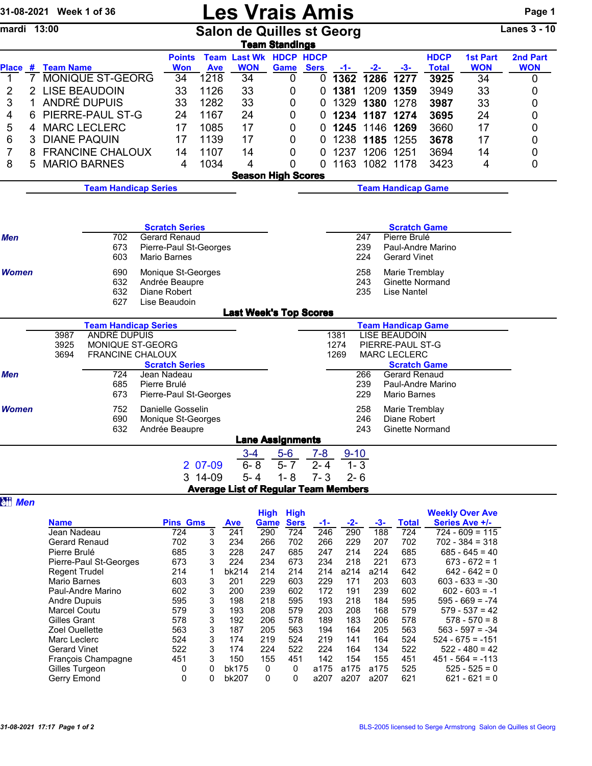31-08-2021 Week 1 of 36

# Les Vrais Amis

mardi 13:00

## Salon de Quilles st Georg

Lanes 3 - 10

### Team Standings

| Place | # | Team Name | Points Won | Team Ave | Last Wk WON | HDCP Game | HDCP Sers | -1- | -2- | -3- | HDCP Total | 1st Part WON | 2nd Part WON |
|---|---|---|---|---|---|---|---|---|---|---|---|---|---|
| 1 | 7 | MONIQUE ST-GEORG | 34 | 1218 | 34 | 0 | 0 | **1362** | **1286** | **1277** | **3925** | 34 | 0 |
| 2 | 2 | LISE BEAUDOIN | 33 | 1126 | 33 | 0 | 0 | **1381** | 1209 | **1359** | 3949 | 33 | 0 |
| 3 | 1 | ANDRÉ DUPUIS | 33 | 1282 | 33 | 0 | 0 | 1329 | **1380** | 1278 | **3987** | 33 | 0 |
| 4 | 6 | PIERRE-PAUL ST-G | 24 | 1167 | 24 | 0 | 0 | **1234** | **1187** | **1274** | **3695** | 24 | 0 |
| 5 | 4 | MARC LECLERC | 17 | 1085 | 17 | 0 | 0 | **1245** | 1146 | **1269** | 3660 | 17 | 0 |
| 6 | 3 | DIANE PAQUIN | 17 | 1139 | 17 | 0 | 0 | 1238 | **1185** | 1255 | **3678** | 17 | 0 |
| 7 | 8 | FRANCINE CHALOUX | 14 | 1107 | 14 | 0 | 0 | 1237 | 1206 | 1251 | 3694 | 14 | 0 |
| 8 | 5 | MARIO BARNES | 4 | 1034 | 4 | 0 | 0 | 1163 | 1082 | 1178 | 3423 | 4 | 0 |

### Season High Scores

**Team Handicap Series**

**Team Handicap Game**

**Scratch Series**

*Men*

| | |
|---|---|
| 702 | Gerard Renaud |
| 673 | Pierre-Paul St-Georges |
| 603 | Mario Barnes |

*Women*

| | |
|---|---|
| 690 | Monique St-Georges |
| 632 | Andrée Beaupre |
| 632 | Diane Robert |
| 627 | Lise Beaudoin |

**Scratch Game**

*Men*

| | |
|---|---|
| 247 | Pierre Brulé |
| 239 | Paul-Andre Marino |
| 224 | Gerard Vinet |

*Women*

| | |
|---|---|
| 258 | Marie Tremblay |
| 243 | Ginette Normand |
| 235 | Lise Nantel |

### Last Week's Top Scores

**Team Handicap Series**

| | |
|---|---|
| 3987 | ANDRÉ DUPUIS |
| 3925 | MONIQUE ST-GEORG |
| 3694 | FRANCINE CHALOUX |

**Team Handicap Game**

| | |
|---|---|
| 1381 | LISE BEAUDOIN |
| 1274 | PIERRE-PAUL ST-G |
| 1269 | MARC LECLERC |

**Scratch Series**

*Men*

| | |
|---|---|
| 724 | Jean Nadeau |
| 685 | Pierre Brulé |
| 673 | Pierre-Paul St-Georges |

*Women*

| | |
|---|---|
| 752 | Danielle Gosselin |
| 690 | Monique St-Georges |
| 632 | Andrée Beaupre |

**Scratch Game**

*Men*

| | |
|---|---|
| 266 | Gerard Renaud |
| 239 | Paul-Andre Marino |
| 229 | Mario Barnes |

*Women*

| | |
|---|---|
| 258 | Marie Tremblay |
| 246 | Diane Robert |
| 243 | Ginette Normand |

### Lane Assignments

| | 3-4 | 5-6 | 7-8 | 9-10 |
|---|---|---|---|---|
| 2 07-09 | 6- 8 | 5- 7 | 2- 4 | 1- 3 |
| 3 14-09 | 5- 4 | 1- 8 | 7- 3 | 2- 6 |

### Average List of Regular Team Members

*Men*

| Name | Pins | Gms | Ave | High Game | High Sers | -1- | -2- | -3- | Total | Weekly Over Ave Series Ave +/- |
|---|---|---|---|---|---|---|---|---|---|---|
| Jean Nadeau | 724 | 3 | 241 | 290 | 724 | 246 | 290 | 188 | 724 | 724 - 609 = 115 |
| Gerard Renaud | 702 | 3 | 234 | 266 | 702 | 266 | 229 | 207 | 702 | 702 - 384 = 318 |
| Pierre Brulé | 685 | 3 | 228 | 247 | 685 | 247 | 214 | 224 | 685 | 685 - 645 = 40 |
| Pierre-Paul St-Georges | 673 | 3 | 224 | 234 | 673 | 234 | 218 | 221 | 673 | 673 - 672 = 1 |
| Regent Trudel | 214 | 1 | bk214 | 214 | 214 | 214 | a214 | a214 | 642 | 642 - 642 = 0 |
| Mario Barnes | 603 | 3 | 201 | 229 | 603 | 229 | 171 | 203 | 603 | 603 - 633 = -30 |
| Paul-Andre Marino | 602 | 3 | 200 | 239 | 602 | 172 | 191 | 239 | 602 | 602 - 603 = -1 |
| Andre Dupuis | 595 | 3 | 198 | 218 | 595 | 193 | 218 | 184 | 595 | 595 - 669 = -74 |
| Marcel Coutu | 579 | 3 | 193 | 208 | 579 | 203 | 208 | 168 | 579 | 579 - 537 = 42 |
| Gilles Grant | 578 | 3 | 192 | 206 | 578 | 189 | 183 | 206 | 578 | 578 - 570 = 8 |
| Zoel Ouellette | 563 | 3 | 187 | 205 | 563 | 194 | 164 | 205 | 563 | 563 - 597 = -34 |
| Marc Leclerc | 524 | 3 | 174 | 219 | 524 | 219 | 141 | 164 | 524 | 524 - 675 = -151 |
| Gerard Vinet | 522 | 3 | 174 | 224 | 522 | 224 | 164 | 134 | 522 | 522 - 480 = 42 |
| François Champagne | 451 | 3 | 150 | 155 | 451 | 142 | 154 | 155 | 451 | 451 - 564 = -113 |
| Gilles Turgeon | 0 | 0 | bk175 | 0 | 0 | a175 | a175 | a175 | 525 | 525 - 525 = 0 |
| Gerry Emond | 0 | 0 | bk207 | 0 | 0 | a207 | a207 | a207 | 621 | 621 - 621 = 0 |

31-08-2021 17:17 Page 1 of 2

BLS-2005 licensed to Serge Armstrong Salon de Quilles st Georg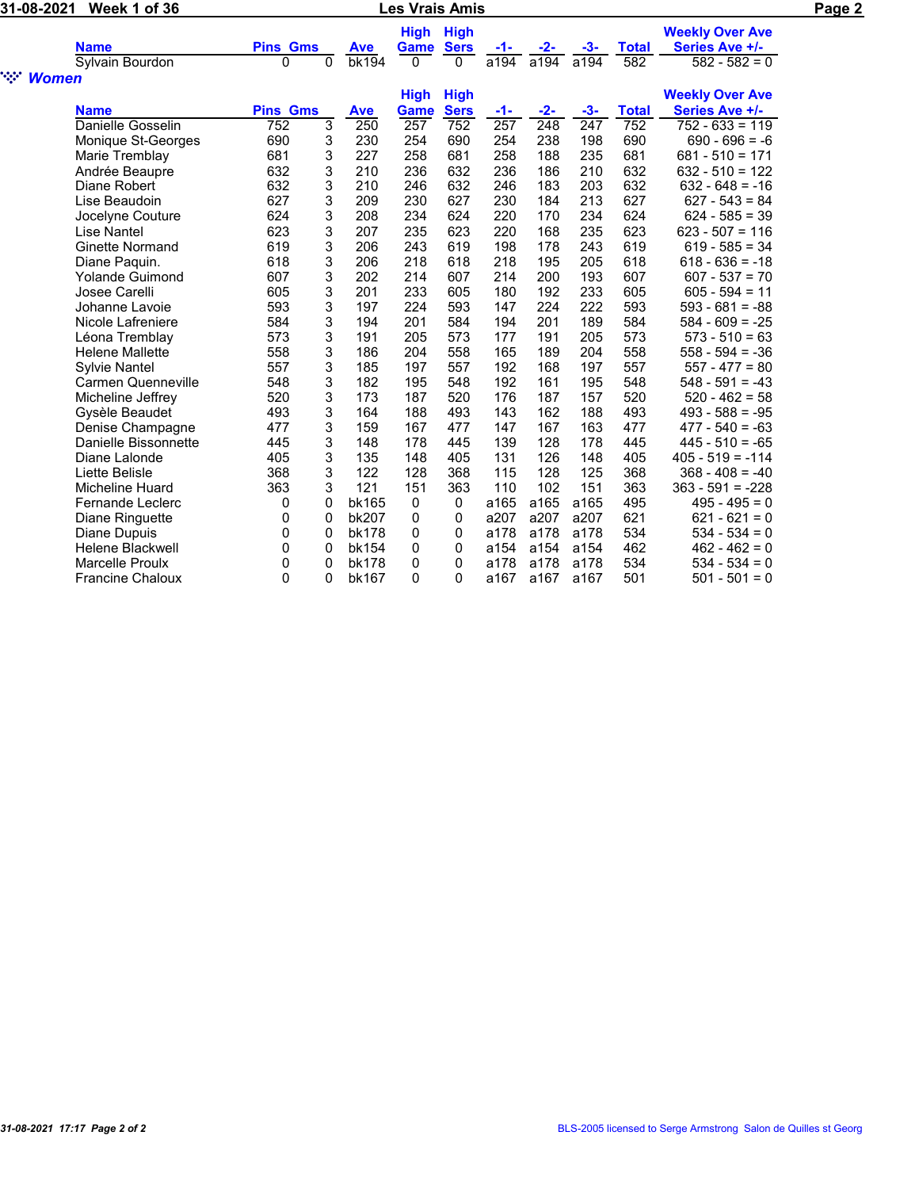| Name | Pins | Gms | Ave | High Game | High Sers | -1- | -2- | -3- | Total | Weekly Over Ave Series Ave +/- |
|---|---|---|---|---|---|---|---|---|---|---|
| Sylvain Bourdon | 0 | 0 | bk194 | 0 | 0 | a194 | a194 | a194 | 582 | 582 - 582 = 0 |

## *Women*

| Name | Pins | Gms | Ave | High Game | High Sers | -1- | -2- | -3- | Total | Weekly Over Ave Series Ave +/- |
|---|---|---|---|---|---|---|---|---|---|---|
| Danielle Gosselin | 752 | 3 | 250 | 257 | 752 | 257 | 248 | 247 | 752 | 752 - 633 = 119 |
| Monique St-Georges | 690 | 3 | 230 | 254 | 690 | 254 | 238 | 198 | 690 | 690 - 696 = -6 |
| Marie Tremblay | 681 | 3 | 227 | 258 | 681 | 258 | 188 | 235 | 681 | 681 - 510 = 171 |
| Andrée Beaupre | 632 | 3 | 210 | 236 | 632 | 236 | 186 | 210 | 632 | 632 - 510 = 122 |
| Diane Robert | 632 | 3 | 210 | 246 | 632 | 246 | 183 | 203 | 632 | 632 - 648 = -16 |
| Lise Beaudoin | 627 | 3 | 209 | 230 | 627 | 230 | 184 | 213 | 627 | 627 - 543 = 84 |
| Jocelyne Couture | 624 | 3 | 208 | 234 | 624 | 220 | 170 | 234 | 624 | 624 - 585 = 39 |
| Lise Nantel | 623 | 3 | 207 | 235 | 623 | 220 | 168 | 235 | 623 | 623 - 507 = 116 |
| Ginette Normand | 619 | 3 | 206 | 243 | 619 | 198 | 178 | 243 | 619 | 619 - 585 = 34 |
| Diane Paquin. | 618 | 3 | 206 | 218 | 618 | 218 | 195 | 205 | 618 | 618 - 636 = -18 |
| Yolande Guimond | 607 | 3 | 202 | 214 | 607 | 214 | 200 | 193 | 607 | 607 - 537 = 70 |
| Josee Carelli | 605 | 3 | 201 | 233 | 605 | 180 | 192 | 233 | 605 | 605 - 594 = 11 |
| Johanne Lavoie | 593 | 3 | 197 | 224 | 593 | 147 | 224 | 222 | 593 | 593 - 681 = -88 |
| Nicole Lafreniere | 584 | 3 | 194 | 201 | 584 | 194 | 201 | 189 | 584 | 584 - 609 = -25 |
| Léona Tremblay | 573 | 3 | 191 | 205 | 573 | 177 | 191 | 205 | 573 | 573 - 510 = 63 |
| Helene Mallette | 558 | 3 | 186 | 204 | 558 | 165 | 189 | 204 | 558 | 558 - 594 = -36 |
| Sylvie Nantel | 557 | 3 | 185 | 197 | 557 | 192 | 168 | 197 | 557 | 557 - 477 = 80 |
| Carmen Quenneville | 548 | 3 | 182 | 195 | 548 | 192 | 161 | 195 | 548 | 548 - 591 = -43 |
| Micheline Jeffrey | 520 | 3 | 173 | 187 | 520 | 176 | 187 | 157 | 520 | 520 - 462 = 58 |
| Gysèle Beaudet | 493 | 3 | 164 | 188 | 493 | 143 | 162 | 188 | 493 | 493 - 588 = -95 |
| Denise Champagne | 477 | 3 | 159 | 167 | 477 | 147 | 167 | 163 | 477 | 477 - 540 = -63 |
| Danielle Bissonnette | 445 | 3 | 148 | 178 | 445 | 139 | 128 | 178 | 445 | 445 - 510 = -65 |
| Diane Lalonde | 405 | 3 | 135 | 148 | 405 | 131 | 126 | 148 | 405 | 405 - 519 = -114 |
| Liette Belisle | 368 | 3 | 122 | 128 | 368 | 115 | 128 | 125 | 368 | 368 - 408 = -40 |
| Micheline Huard | 363 | 3 | 121 | 151 | 363 | 110 | 102 | 151 | 363 | 363 - 591 = -228 |
| Fernande Leclerc | 0 | 0 | bk165 | 0 | 0 | a165 | a165 | a165 | 495 | 495 - 495 = 0 |
| Diane Ringuette | 0 | 0 | bk207 | 0 | 0 | a207 | a207 | a207 | 621 | 621 - 621 = 0 |
| Diane Dupuis | 0 | 0 | bk178 | 0 | 0 | a178 | a178 | a178 | 534 | 534 - 534 = 0 |
| Helene Blackwell | 0 | 0 | bk154 | 0 | 0 | a154 | a154 | a154 | 462 | 462 - 462 = 0 |
| Marcelle Proulx | 0 | 0 | bk178 | 0 | 0 | a178 | a178 | a178 | 534 | 534 - 534 = 0 |
| Francine Chaloux | 0 | 0 | bk167 | 0 | 0 | a167 | a167 | a167 | 501 | 501 - 501 = 0 |

BLS-2005 licensed to Serge Armstrong Salon de Quilles st Georg